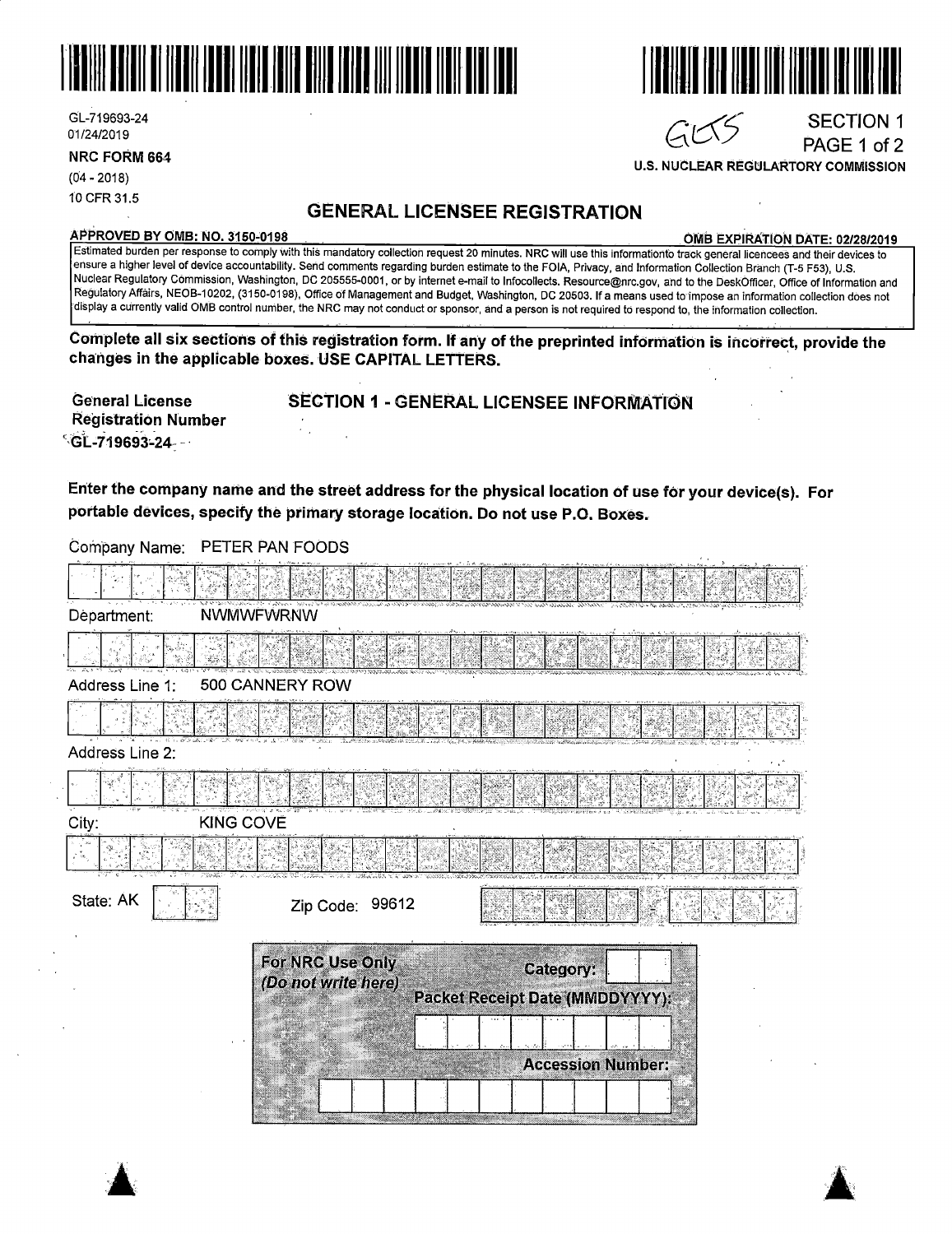GL-719693-24
01/24/2019

**NRC FORM 664**
(04 - 2018)
10 CFR 31.5

GLCS

**SECTION 1**
**PAGE 1 of 2**

**U.S. NUCLEAR REGULARTORY COMMISSION**

# GENERAL LICENSEE REGISTRATION

**APPROVED BY OMB: NO. 3150-0198** **OMB EXPIRATION DATE: 02/28/2019**

Estimated burden per response to comply with this mandatory collection request 20 minutes. NRC will use this informationto track general licencees and their devices to ensure a higher level of device accountability. Send comments regarding burden estimate to the FOIA, Privacy, and Information Collection Branch (T-5 F53), U.S. Nuclear Regulatory Commission, Washington, DC 205555-0001, or by internet e-mail to Infocollects. Resource@nrc.gov, and to the DeskOfficer, Office of Information and Regulatory Affairs, NEOB-10202, (3150-0198), Office of Management and Budget, Washington, DC 20503. If a means used to impose an information collection does not display a currently valid OMB control number, the NRC may not conduct or sponsor, and a person is not required to respond to, the information collection.

**Complete all six sections of this registration form. If any of the preprinted information is incorrect, provide the changes in the applicable boxes. USE CAPITAL LETTERS.**

**General License Registration Number**
GL-719693-24

## SECTION 1 - GENERAL LICENSEE INFORMATION

**Enter the company name and the street address for the physical location of use for your device(s). For portable devices, specify the primary storage location. Do not use P.O. Boxes.**

Company Name: PETER PAN FOODS

Department: NWMWFWRNW

Address Line 1: 500 CANNERY ROW

Address Line 2:

City: KING COVE

State: AK

Zip Code: 99612

**For NRC Use Only**
***(Do not write here)***

**Category:**

**Packet Receipt Date (MMDDYYYY):**

**Accession Number:**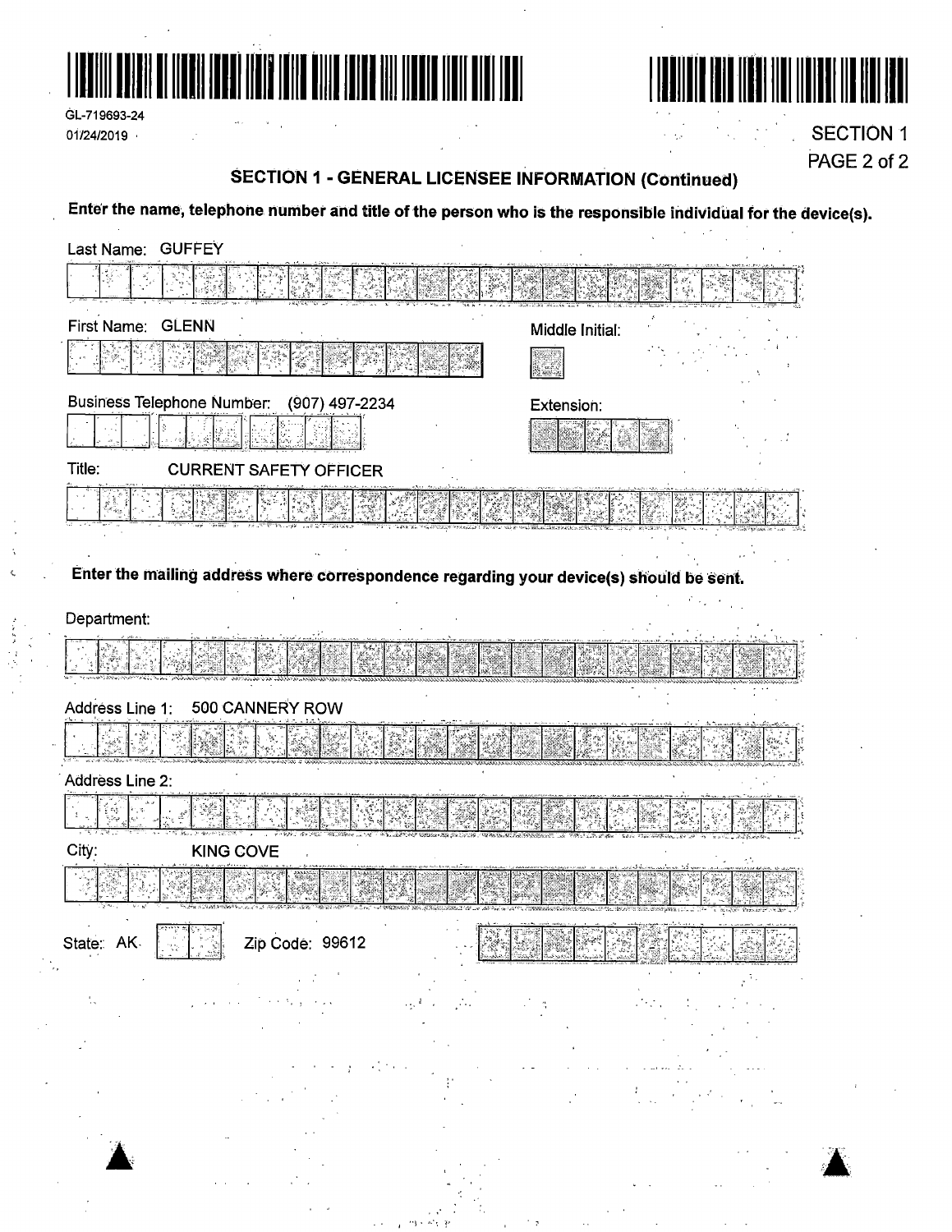GL-719693-24
01/24/2019

SECTION 1

## SECTION 1 - GENERAL LICENSEE INFORMATION (Continued)

**Enter the name, telephone number and title of the person who is the responsible individual for the device(s).**

Last Name: GUFFEY

First Name: GLENN

Middle Initial:

Business Telephone Number: (907) 497-2234

Extension:

Title: CURRENT SAFETY OFFICER

**Enter the mailing address where correspondence regarding your device(s) should be sent.**

Department:

Address Line 1: 500 CANNERY ROW

Address Line 2:

City: KING COVE

State: AK

Zip Code: 99612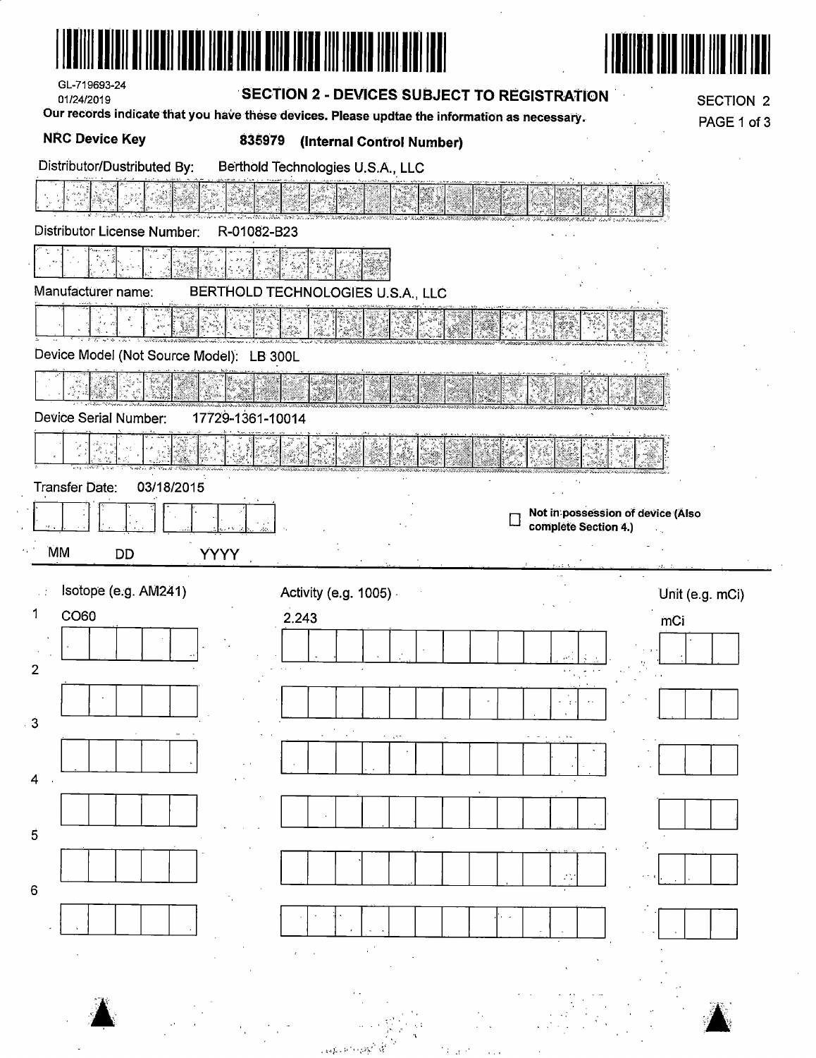GL-719693-24
01/24/2019

## SECTION 2 - DEVICES SUBJECT TO REGISTRATION

SECTION 2
PAGE 1 of 3

**Our records indicate that you have these devices. Please updtae the information as necessary.**

**NRC Device Key** **835979 (Internal Control Number)**

Distributor/Dustributed By: Berthold Technologies U.S.A., LLC

Distributor License Number: R-01082-B23

Manufacturer name: BERTHOLD TECHNOLOGIES U.S.A., LLC

Device Model (Not Source Model): LB 300L

Device Serial Number: 17729-1361-10014

Transfer Date: 03/18/2015

MM DD YYYY

☐ **Not in possession of device (Also complete Section 4.)**

| | Isotope (e.g. AM241) | Activity (e.g. 1005) | Unit (e.g. mCi) |
|---|---|---|---|
| 1 | CO60 | 2.243 | mCi |
| 2 | | | |
| 3 | | | |
| 4 | | | |
| 5 | | | |
| 6 | | | |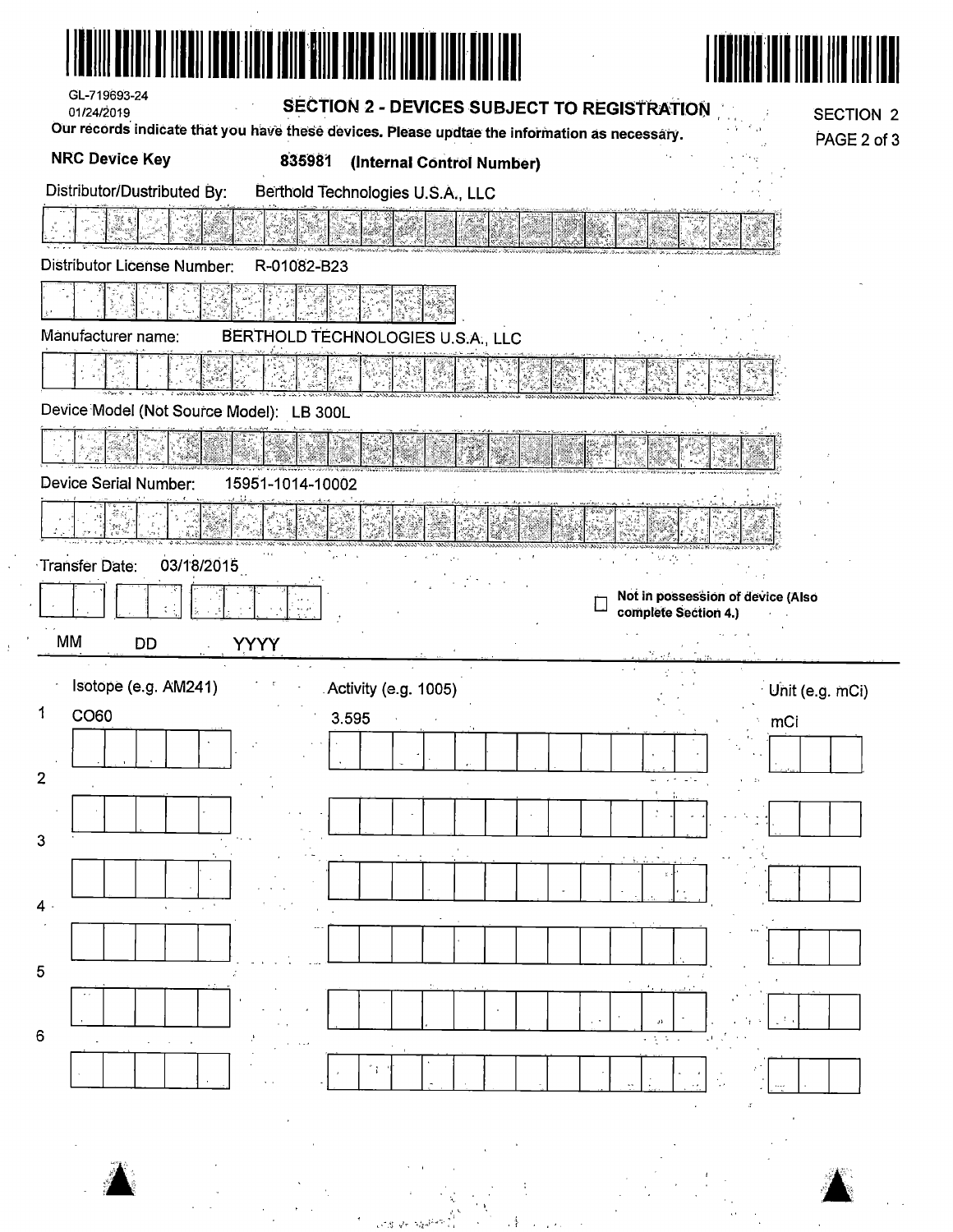GL-719693-24
01/24/2019

## SECTION 2 - DEVICES SUBJECT TO REGISTRATION

SECTION 2
PAGE 2 of 3

Our records indicate that you have these devices. Please updtae the information as necessary.

**NRC Device Key** **835981** **(Internal Control Number)**

Distributor/Dustributed By: Berthold Technologies U.S.A., LLC

Distributor License Number: R-01082-B23

Manufacturer name: BERTHOLD TECHNOLOGIES U.S.A., LLC

Device Model (Not Source Model): LB 300L

Device Serial Number: 15951-1014-10002

Transfer Date: 03/18/2015

MM DD YYYY

☐ **Not in possession of device (Also complete Section 4.)**

| | Isotope (e.g. AM241) | Activity (e.g. 1005) | Unit (e.g. mCi) |
|---|---|---|---|
| 1 | CO60 | 3.595 | mCi |
| 2 | | | |
| 3 | | | |
| 4 | | | |
| 5 | | | |
| 6 | | | |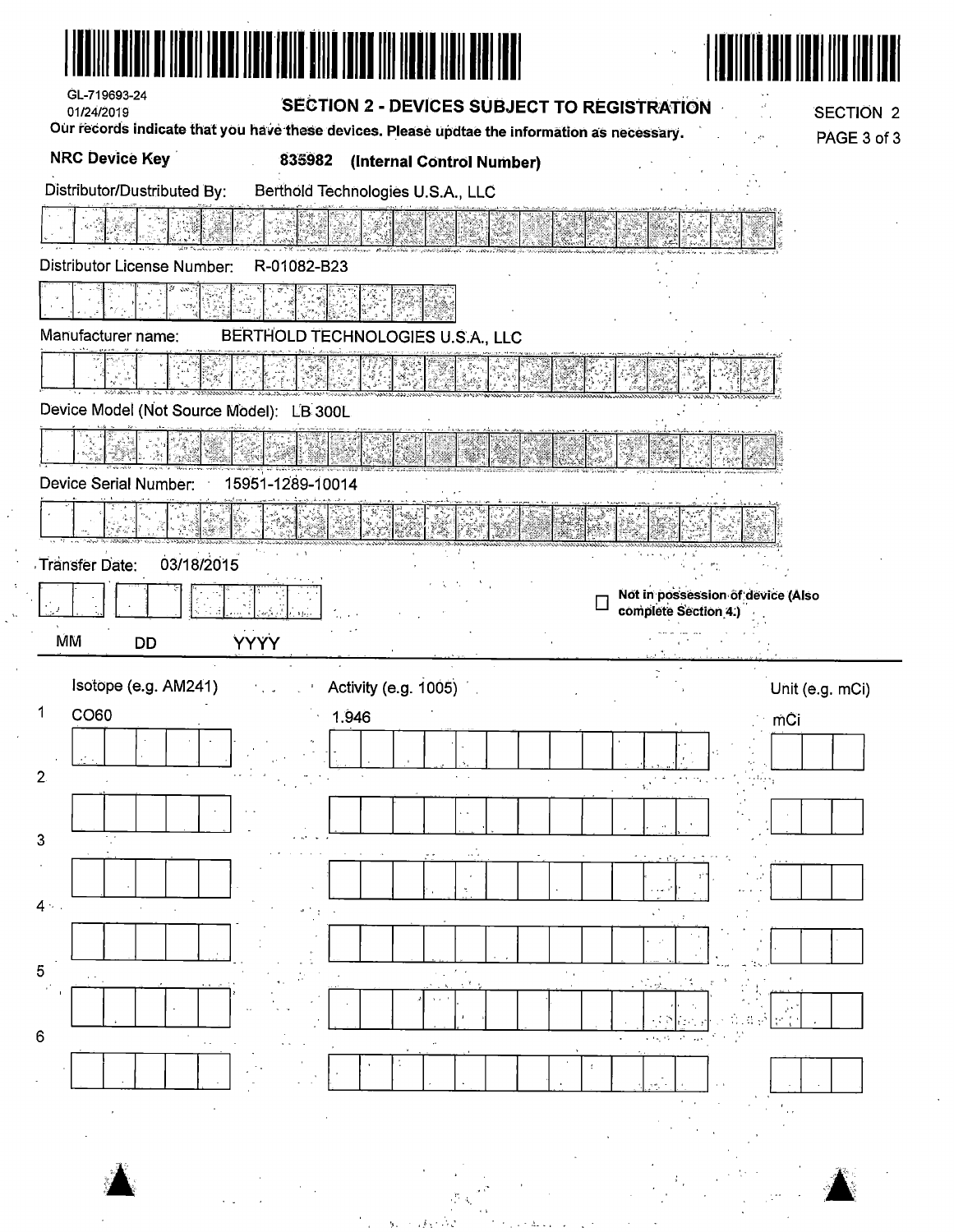GL-719693-24

01/24/2019

## SECTION 2 - DEVICES SUBJECT TO REGISTRATION

SECTION 2

PAGE 3 of 3

**Our records indicate that you have these devices. Please updtae the information as necessary.**

**NRC Device Key** **835982 (Internal Control Number)**

Distributor/Dustributed By: Berthold Technologies U.S.A., LLC

Distributor License Number: R-01082-B23

Manufacturer name: BERTHOLD TECHNOLOGIES U.S.A., LLC

Device Model (Not Source Model): LB 300L

Device Serial Number: 15951-1289-10014

Transfer Date: 03/18/2015

MM DD YYYY

☐ **Not in possession of device (Also complete Section 4.)**

| | Isotope (e.g. AM241) | Activity (e.g. 1005) | Unit (e.g. mCi) |
|---|---|---|---|
| 1 | CO60 | 1.946 | mCi |
| 2 | | | |
| 3 | | | |
| 4 | | | |
| 5 | | | |
| 6 | | | |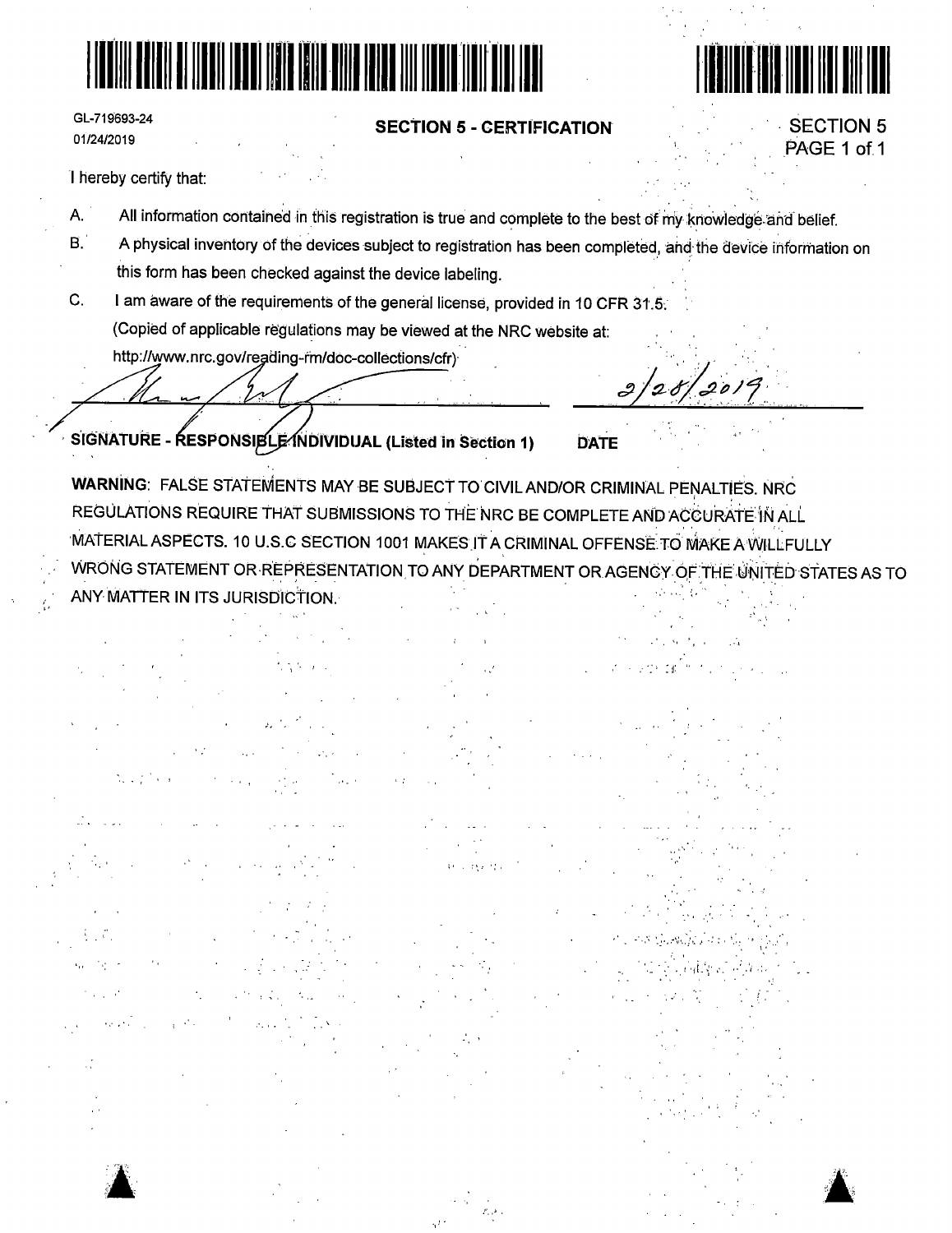GL-719693-24
01/24/2019

## SECTION 5 - CERTIFICATION

I hereby certify that:

A. All information contained in this registration is true and complete to the best of my knowledge and belief.

B. A physical inventory of the devices subject to registration has been completed, and the device information on this form has been checked against the device labeling.

C. I am aware of the requirements of the general license, provided in 10 CFR 31.5.
(Copied of applicable regulations may be viewed at the NRC website at:
http://www.nrc.gov/reading-rm/doc-collections/cfr)

2/28/2019

**SIGNATURE - RESPONSIBLE INDIVIDUAL (Listed in Section 1)** **DATE**

**WARNING**: FALSE STATEMENTS MAY BE SUBJECT TO CIVIL AND/OR CRIMINAL PENALTIES. NRC REGULATIONS REQUIRE THAT SUBMISSIONS TO THE NRC BE COMPLETE AND ACCURATE IN ALL MATERIAL ASPECTS. 10 U.S.C SECTION 1001 MAKES IT A CRIMINAL OFFENSE TO MAKE A WILLFULLY WRONG STATEMENT OR REPRESENTATION TO ANY DEPARTMENT OR AGENCY OF THE UNITED STATES AS TO ANY MATTER IN ITS JURISDICTION.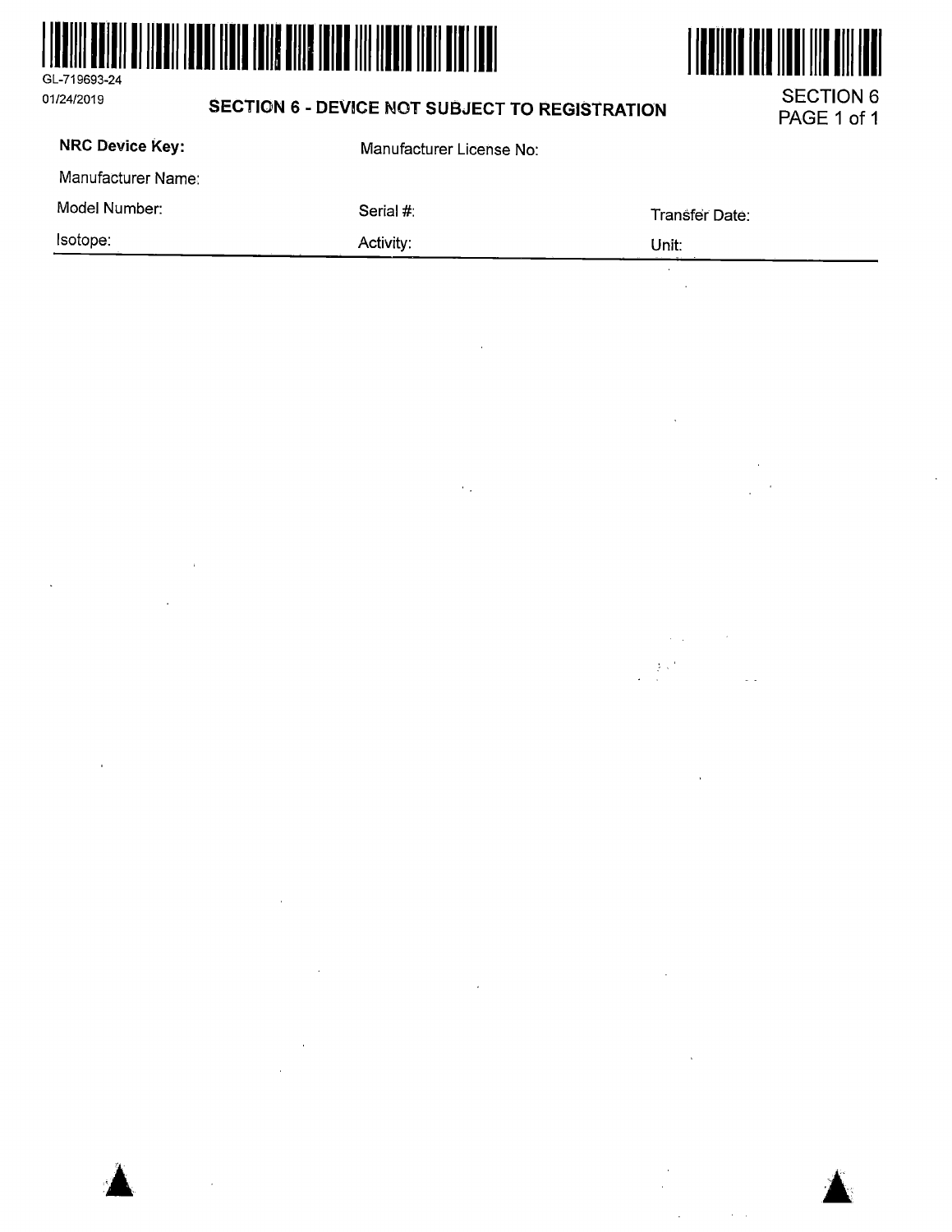GL-719693-24

01/24/2019

## SECTION 6 - DEVICE NOT SUBJECT TO REGISTRATION

SECTION 6

| | | |
|---|---|---|
| **NRC Device Key:** | Manufacturer License No: | |
| Manufacturer Name: | | |
| Model Number: | Serial #: | Transfer Date: |
| Isotope: | Activity: | Unit: |